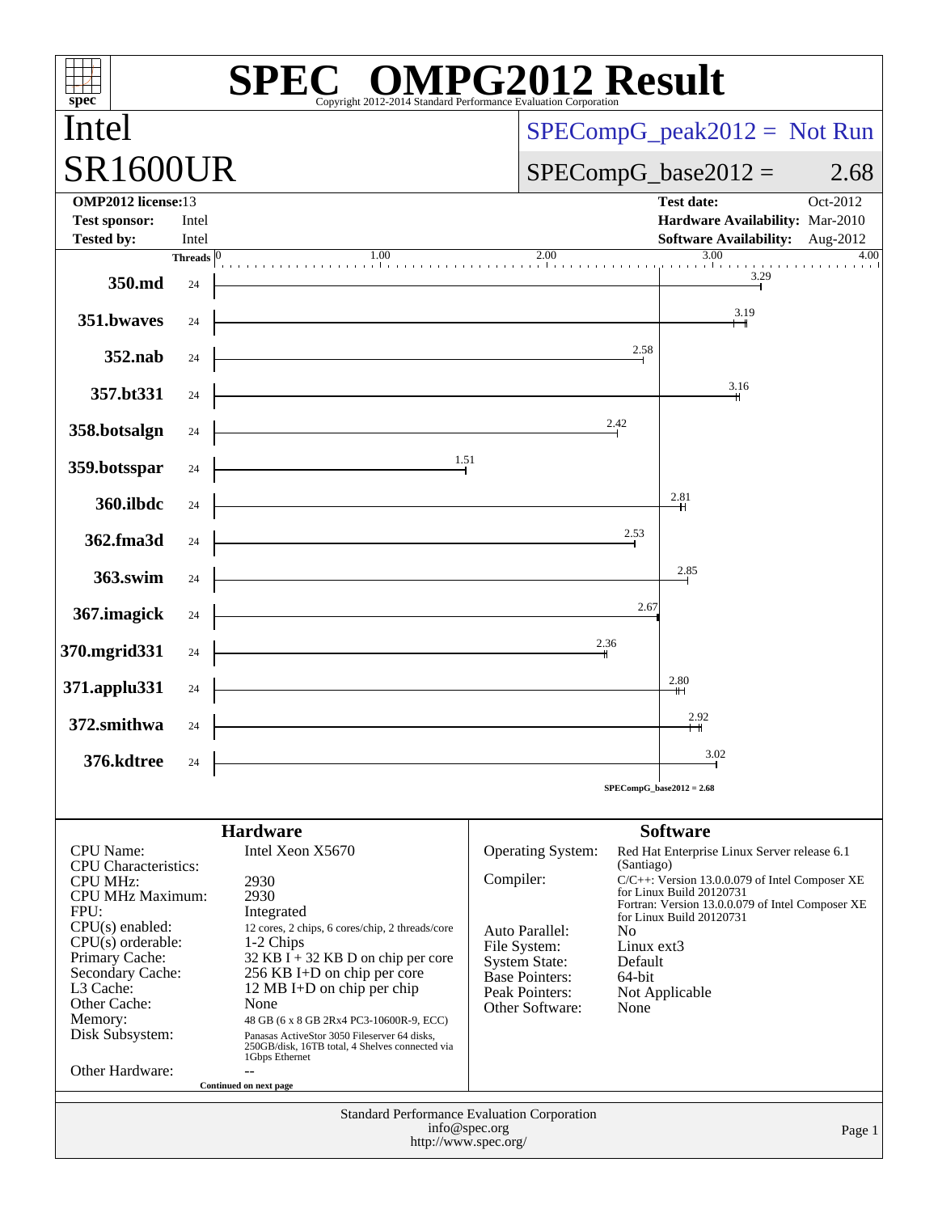# SPEC OMPG2012 Result

Copyright 2012-2014 Standard Performance Evaluation Corporation

## Intel
## SR1600UR

SPECompG_peak2012 = Not Run

SPECompG_base2012 = 2.68

| | | | |
|---|---|---|---|
| **OMP2012 license:** | 13 | **Test date:** | Oct-2012 |
| **Test sponsor:** | Intel | **Hardware Availability:** | Mar-2010 |
| **Tested by:** | Intel | **Software Availability:** | Aug-2012 |

| Benchmark | Threads | Base Ratio |
|---|---|---|
| 350.md | 24 | 3.29 |
| 351.bwaves | 24 | 3.19 |
| 352.nab | 24 | 2.58 |
| 357.bt331 | 24 | 3.16 |
| 358.botsalgn | 24 | 2.42 |
| 359.botsspar | 24 | 1.51 |
| 360.ilbdc | 24 | 2.81 |
| 362.fma3d | 24 | 2.53 |
| 363.swim | 24 | 2.85 |
| 367.imagick | 24 | 2.67 |
| 370.mgrid331 | 24 | 2.36 |
| 371.applu331 | 24 | 2.80 |
| 372.smithwa | 24 | 2.92 |
| 376.kdtree | 24 | 3.02 |

SPECompG_base2012 = 2.68

## Hardware

| | |
|---|---|
| CPU Name: | Intel Xeon X5670 |
| CPU Characteristics: | |
| CPU MHz: | 2930 |
| CPU MHz Maximum: | 2930 |
| FPU: | Integrated |
| CPU(s) enabled: | 12 cores, 2 chips, 6 cores/chip, 2 threads/core |
| CPU(s) orderable: | 1-2 Chips |
| Primary Cache: | 32 KB I + 32 KB D on chip per core |
| Secondary Cache: | 256 KB I+D on chip per core |
| L3 Cache: | 12 MB I+D on chip per chip |
| Other Cache: | None |
| Memory: | 48 GB (6 x 8 GB 2Rx4 PC3-10600R-9, ECC) |
| Disk Subsystem: | Panasas ActiveStor 3050 Fileserver 64 disks, 250GB/disk, 16TB total, 4 Shelves connected via 1Gbps Ethernet |
| Other Hardware: | -- |

Continued on next page

## Software

| | |
|---|---|
| Operating System: | Red Hat Enterprise Linux Server release 6.1 (Santiago) |
| Compiler: | C/C++: Version 13.0.0.079 of Intel Composer XE for Linux Build 20120731<br>Fortran: Version 13.0.0.079 of Intel Composer XE for Linux Build 20120731 |
| Auto Parallel: | No |
| File System: | Linux ext3 |
| System State: | Default |
| Base Pointers: | 64-bit |
| Peak Pointers: | Not Applicable |
| Other Software: | None |

Standard Performance Evaluation Corporation
info@spec.org
http://www.spec.org/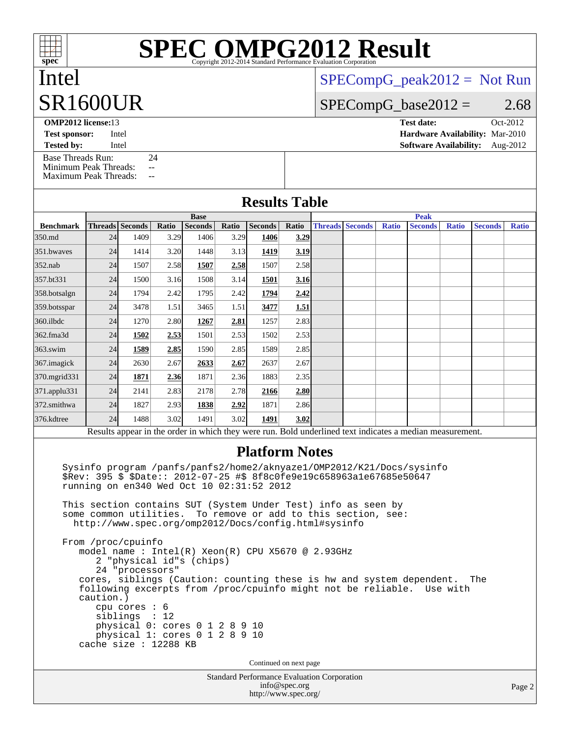# SPEC OMPG2012 Result

Copyright 2012-2014 Standard Performance Evaluation Corporation

## Intel
## SR1600UR

SPECompG_peak2012 = Not Run

SPECompG_base2012 = 2.68

**OMP2012 license:** 13  
**Test sponsor:** Intel  
**Tested by:** Intel

**Test date:** Oct-2012  
**Hardware Availability:** Mar-2010  
**Software Availability:** Aug-2012

Base Threads Run: 24  
Minimum Peak Threads: --  
Maximum Peak Threads: --

## Results Table

| Benchmark | Base | | | | | | | Peak | | | | | | |
|---|---|---|---|---|---|---|---|---|---|---|---|---|---|---|
| | Threads | Seconds | Ratio | Seconds | Ratio | Seconds | Ratio | Threads | Seconds | Ratio | Seconds | Ratio | Seconds | Ratio |
| 350.md | 24 | 1409 | 3.29 | 1406 | 3.29 | **1406** | **3.29** | | | | | | | |
| 351.bwaves | 24 | 1414 | 3.20 | 1448 | 3.13 | **1419** | **3.19** | | | | | | | |
| 352.nab | 24 | 1507 | 2.58 | **1507** | **2.58** | 1507 | 2.58 | | | | | | | |
| 357.bt331 | 24 | 1500 | 3.16 | 1508 | 3.14 | **1501** | **3.16** | | | | | | | |
| 358.botsalgn | 24 | 1794 | 2.42 | 1795 | 2.42 | **1794** | **2.42** | | | | | | | |
| 359.botsspar | 24 | 3478 | 1.51 | 3465 | 1.51 | **3477** | **1.51** | | | | | | | |
| 360.ilbdc | 24 | 1270 | 2.80 | **1267** | **2.81** | 1257 | 2.83 | | | | | | | |
| 362.fma3d | 24 | **1502** | **2.53** | 1501 | 2.53 | 1502 | 2.53 | | | | | | | |
| 363.swim | 24 | **1589** | **2.85** | 1590 | 2.85 | 1589 | 2.85 | | | | | | | |
| 367.imagick | 24 | 2630 | 2.67 | **2633** | **2.67** | 2637 | 2.67 | | | | | | | |
| 370.mgrid331 | 24 | **1871** | **2.36** | 1871 | 2.36 | 1883 | 2.35 | | | | | | | |
| 371.applu331 | 24 | 2141 | 2.83 | 2178 | 2.78 | **2166** | **2.80** | | | | | | | |
| 372.smithwa | 24 | 1827 | 2.93 | **1838** | **2.92** | 1871 | 2.86 | | | | | | | |
| 376.kdtree | 24 | 1488 | 3.02 | 1491 | 3.02 | **1491** | **3.02** | | | | | | | |

Results appear in the order in which they were run. Bold underlined text indicates a median measurement.

## Platform Notes

```
Sysinfo program /panfs/panfs2/home2/aknyaze1/OMP2012/K21/Docs/sysinfo
$Rev: 395 $ $Date:: 2012-07-25 #$ 8f8c0fe9e19c658963a1e67685e50647
running on en340 Wed Oct 10 02:31:52 2012

This section contains SUT (System Under Test) info as seen by
some common utilities.  To remove or add to this section, see:
  http://www.spec.org/omp2012/Docs/config.html#sysinfo

From /proc/cpuinfo
   model name : Intel(R) Xeon(R) CPU X5670 @ 2.93GHz
      2 "physical id"s (chips)
      24 "processors"
   cores, siblings (Caution: counting these is hw and system dependent.  The
   following excerpts from /proc/cpuinfo might not be reliable.  Use with
   caution.)
      cpu cores : 6
      siblings  : 12
      physical 0: cores 0 1 2 8 9 10
      physical 1: cores 0 1 2 8 9 10
   cache size : 12288 KB
```

Continued on next page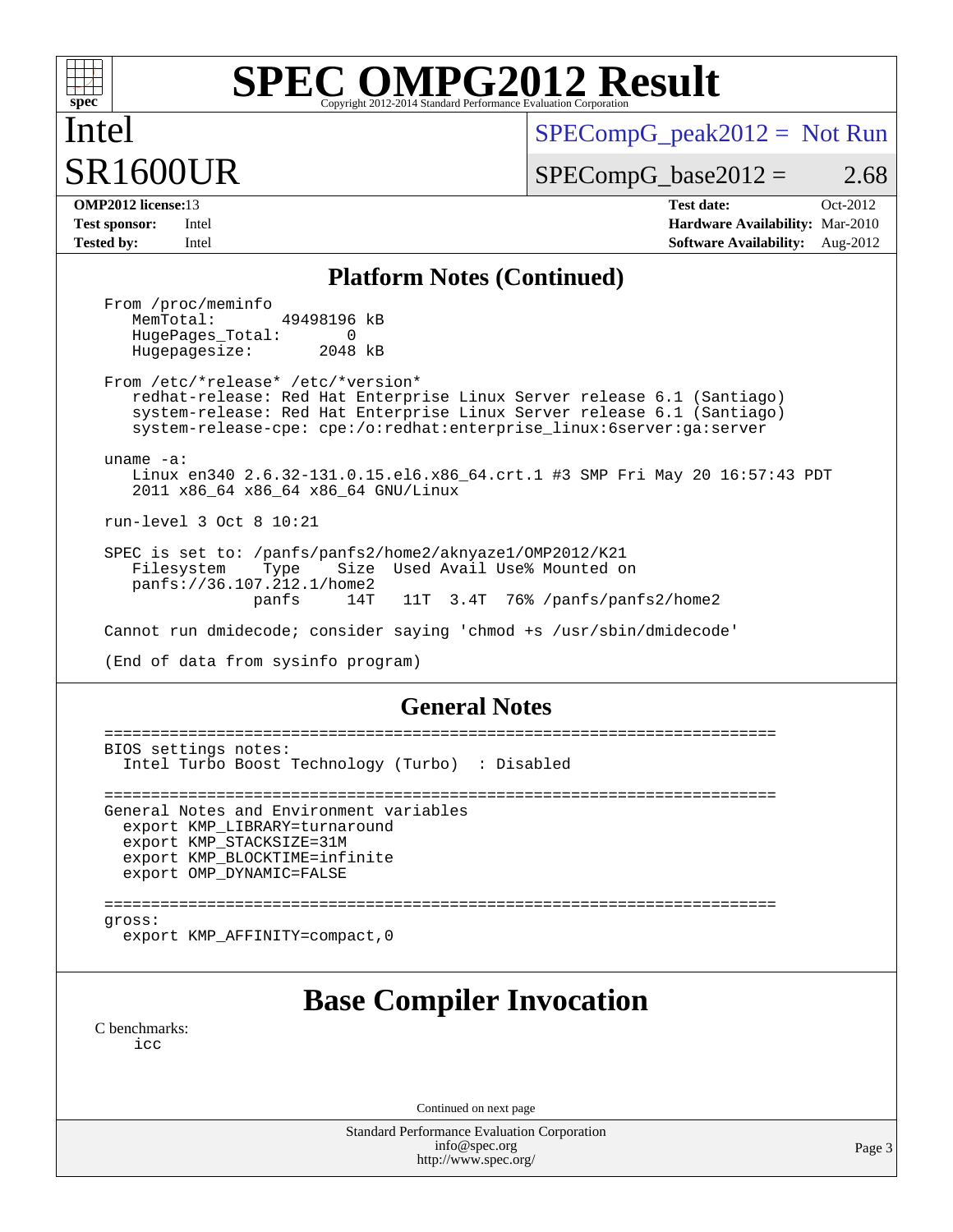# SPEC OMPG2012 Result

Copyright 2012-2014 Standard Performance Evaluation Corporation

**Intel**
**SR1600UR**

SPECompG_peak2012 = Not Run

SPECompG_base2012 = 2.68

| | | | |
|---|---|---|---|
| **OMP2012 license:** | 13 | **Test date:** | Oct-2012 |
| **Test sponsor:** | Intel | **Hardware Availability:** | Mar-2010 |
| **Tested by:** | Intel | **Software Availability:** | Aug-2012 |

## Platform Notes (Continued)

```
From /proc/meminfo
   MemTotal:       49498196 kB
   HugePages_Total:       0
   Hugepagesize:       2048 kB

From /etc/*release* /etc/*version*
   redhat-release: Red Hat Enterprise Linux Server release 6.1 (Santiago)
   system-release: Red Hat Enterprise Linux Server release 6.1 (Santiago)
   system-release-cpe: cpe:/o:redhat:enterprise_linux:6server:ga:server

uname -a:
   Linux en340 2.6.32-131.0.15.el6.x86_64.crt.1 #3 SMP Fri May 20 16:57:43 PDT
   2011 x86_64 x86_64 x86_64 GNU/Linux

run-level 3 Oct 8 10:21

SPEC is set to: /panfs/panfs2/home2/aknyaze1/OMP2012/K21
   Filesystem    Type    Size  Used Avail Use% Mounted on
   panfs://36.107.212.1/home2
                panfs     14T   11T  3.4T  76% /panfs/panfs2/home2

Cannot run dmidecode; consider saying 'chmod +s /usr/sbin/dmidecode'

(End of data from sysinfo program)
```

## General Notes

```
========================================================================
BIOS settings notes:
  Intel Turbo Boost Technology (Turbo)  : Disabled

========================================================================
General Notes and Environment variables
  export KMP_LIBRARY=turnaround
  export KMP_STACKSIZE=31M
  export KMP_BLOCKTIME=infinite
  export OMP_DYNAMIC=FALSE

========================================================================
gross:
  export KMP_AFFINITY=compact,0
```

## Base Compiler Invocation

C benchmarks:
```
icc
```

Continued on next page

Standard Performance Evaluation Corporation
info@spec.org
http://www.spec.org/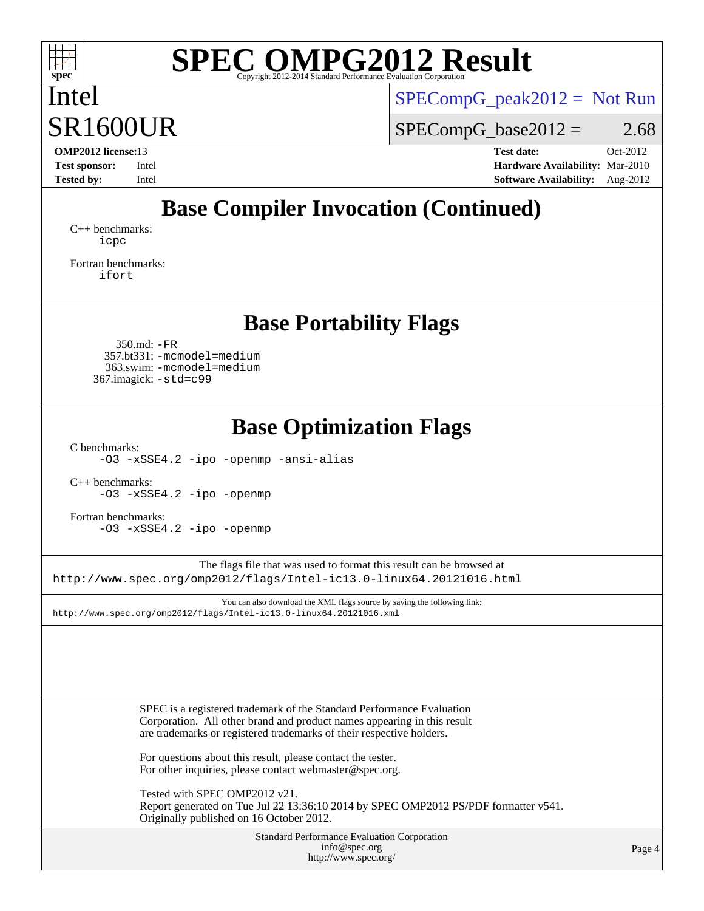## Base Compiler Invocation (Continued)

C++ benchmarks:
    icpc

Fortran benchmarks:
    ifort

## Base Portability Flags

350.md: -FR
357.bt331: -mcmodel=medium
363.swim: -mcmodel=medium
367.imagick: -std=c99

## Base Optimization Flags

C benchmarks:
    -O3 -xSSE4.2 -ipo -openmp -ansi-alias

C++ benchmarks:
    -O3 -xSSE4.2 -ipo -openmp

Fortran benchmarks:
    -O3 -xSSE4.2 -ipo -openmp

The flags file that was used to format this result can be browsed at
http://www.spec.org/omp2012/flags/Intel-ic13.0-linux64.20121016.html

You can also download the XML flags source by saving the following link:
http://www.spec.org/omp2012/flags/Intel-ic13.0-linux64.20121016.xml

SPEC is a registered trademark of the Standard Performance Evaluation Corporation. All other brand and product names appearing in this result are trademarks or registered trademarks of their respective holders.

For questions about this result, please contact the tester.
For other inquiries, please contact webmaster@spec.org.

Tested with SPEC OMP2012 v21.
Report generated on Tue Jul 22 13:36:10 2014 by SPEC OMP2012 PS/PDF formatter v541.
Originally published on 16 October 2012.